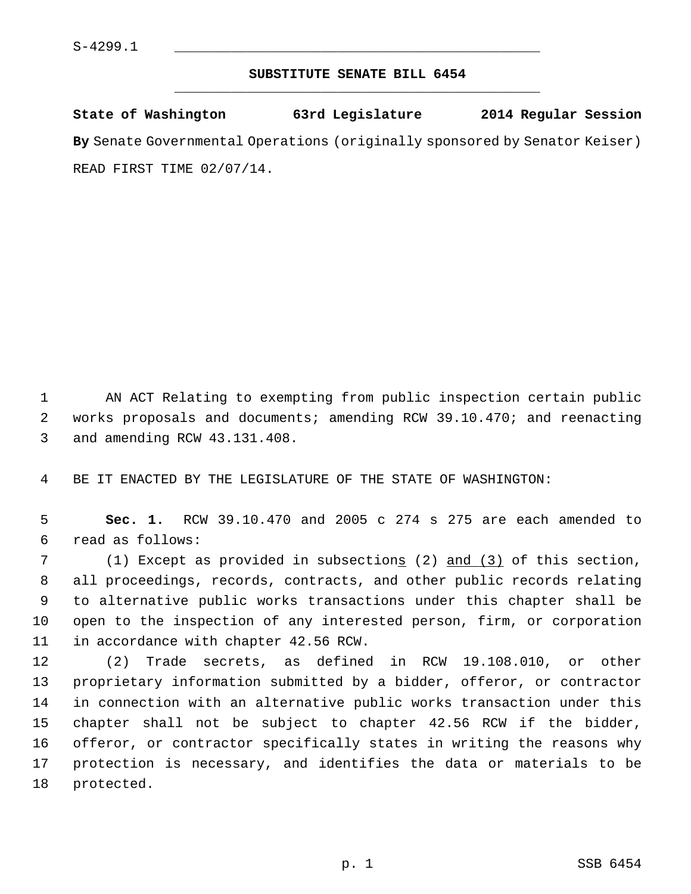S-4299.1

## SUBSTITUTE SENATE BILL 6454

**State of Washington 63rd Legislature 2014 Regular Session**

**By** Senate Governmental Operations (originally sponsored by Senator Keiser)

READ FIRST TIME 02/07/14.

AN ACT Relating to exempting from public inspection certain public works proposals and documents; amending RCW 39.10.470; and reenacting and amending RCW 43.131.408.

BE IT ENACTED BY THE LEGISLATURE OF THE STATE OF WASHINGTON:

**Sec. 1.** RCW 39.10.470 and 2005 c 274 s 275 are each amended to read as follows:

(1) Except as provided in subsection<u>s</u> (2) <u>and (3)</u> of this section, all proceedings, records, contracts, and other public records relating to alternative public works transactions under this chapter shall be open to the inspection of any interested person, firm, or corporation in accordance with chapter 42.56 RCW.

(2) Trade secrets, as defined in RCW 19.108.010, or other proprietary information submitted by a bidder, offeror, or contractor in connection with an alternative public works transaction under this chapter shall not be subject to chapter 42.56 RCW if the bidder, offeror, or contractor specifically states in writing the reasons why protection is necessary, and identifies the data or materials to be protected.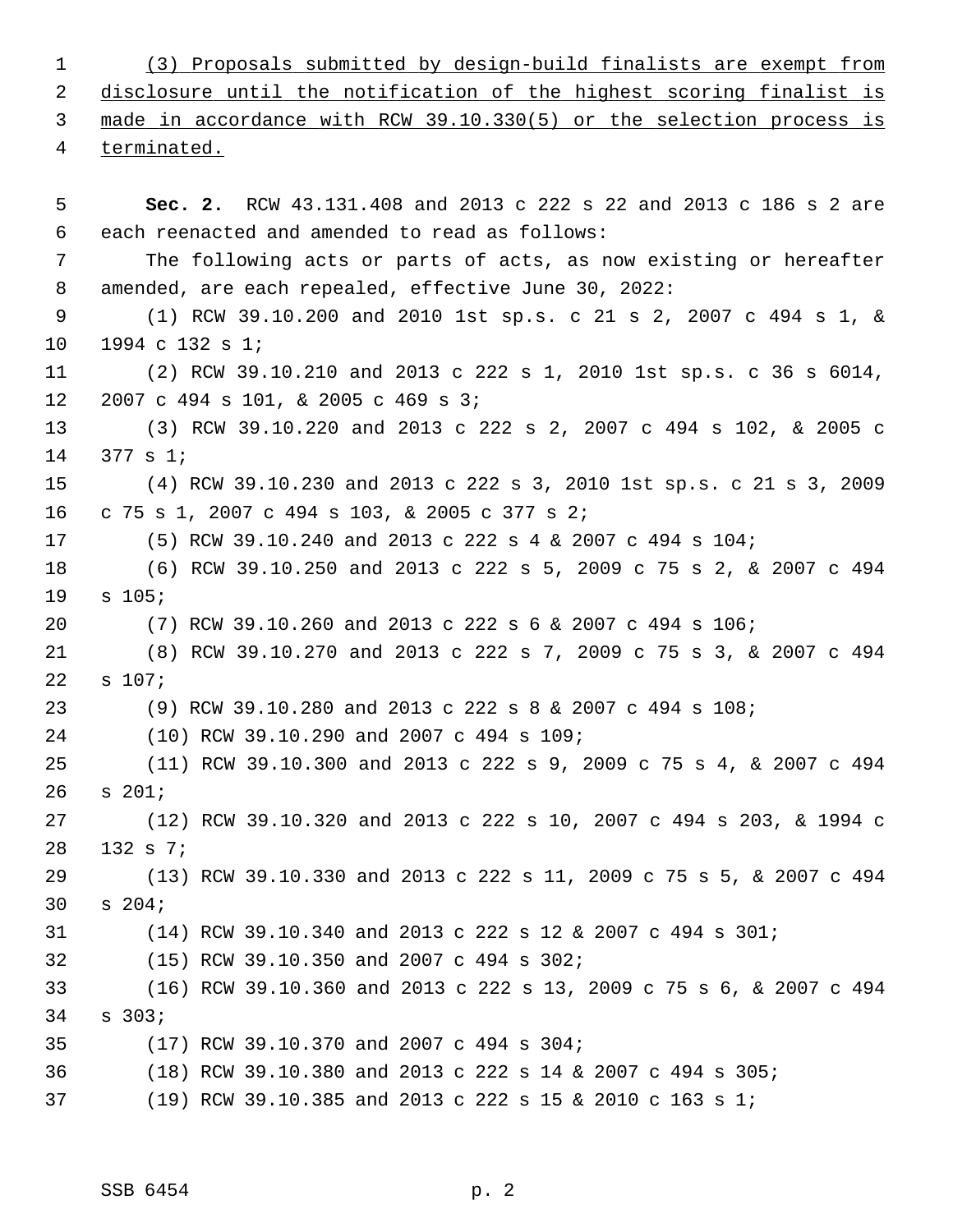(3) Proposals submitted by design-build finalists are exempt from disclosure until the notification of the highest scoring finalist is made in accordance with RCW 39.10.330(5) or the selection process is terminated.

**Sec. 2.** RCW 43.131.408 and 2013 c 222 s 22 and 2013 c 186 s 2 are each reenacted and amended to read as follows:

The following acts or parts of acts, as now existing or hereafter amended, are each repealed, effective June 30, 2022:

(1) RCW 39.10.200 and 2010 1st sp.s. c 21 s 2, 2007 c 494 s 1, & 1994 c 132 s 1;

(2) RCW 39.10.210 and 2013 c 222 s 1, 2010 1st sp.s. c 36 s 6014, 2007 c 494 s 101, & 2005 c 469 s 3;

(3) RCW 39.10.220 and 2013 c 222 s 2, 2007 c 494 s 102, & 2005 c 377 s 1;

(4) RCW 39.10.230 and 2013 c 222 s 3, 2010 1st sp.s. c 21 s 3, 2009 c 75 s 1, 2007 c 494 s 103, & 2005 c 377 s 2;

(5) RCW 39.10.240 and 2013 c 222 s 4 & 2007 c 494 s 104;

(6) RCW 39.10.250 and 2013 c 222 s 5, 2009 c 75 s 2, & 2007 c 494 s 105;

(7) RCW 39.10.260 and 2013 c 222 s 6 & 2007 c 494 s 106;

(8) RCW 39.10.270 and 2013 c 222 s 7, 2009 c 75 s 3, & 2007 c 494 s 107;

(9) RCW 39.10.280 and 2013 c 222 s 8 & 2007 c 494 s 108;

(10) RCW 39.10.290 and 2007 c 494 s 109;

(11) RCW 39.10.300 and 2013 c 222 s 9, 2009 c 75 s 4, & 2007 c 494 s 201;

(12) RCW 39.10.320 and 2013 c 222 s 10, 2007 c 494 s 203, & 1994 c 132 s 7;

(13) RCW 39.10.330 and 2013 c 222 s 11, 2009 c 75 s 5, & 2007 c 494 s 204;

(14) RCW 39.10.340 and 2013 c 222 s 12 & 2007 c 494 s 301;

(15) RCW 39.10.350 and 2007 c 494 s 302;

(16) RCW 39.10.360 and 2013 c 222 s 13, 2009 c 75 s 6, & 2007 c 494 s 303;

(17) RCW 39.10.370 and 2007 c 494 s 304;

(18) RCW 39.10.380 and 2013 c 222 s 14 & 2007 c 494 s 305;

(19) RCW 39.10.385 and 2013 c 222 s 15 & 2010 c 163 s 1;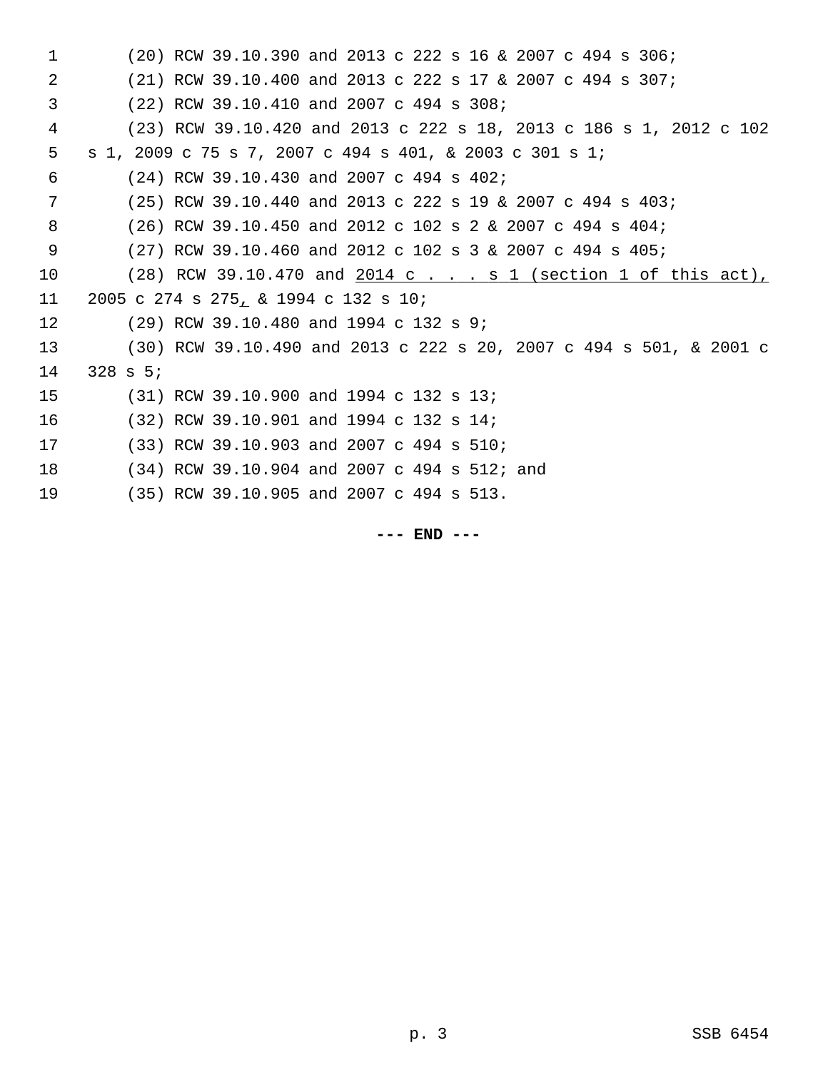(20) RCW 39.10.390 and 2013 c 222 s 16 & 2007 c 494 s 306;

(21) RCW 39.10.400 and 2013 c 222 s 17 & 2007 c 494 s 307;

(22) RCW 39.10.410 and 2007 c 494 s 308;

(23) RCW 39.10.420 and 2013 c 222 s 18, 2013 c 186 s 1, 2012 c 102 s 1, 2009 c 75 s 7, 2007 c 494 s 401, & 2003 c 301 s 1;

(24) RCW 39.10.430 and 2007 c 494 s 402;

(25) RCW 39.10.440 and 2013 c 222 s 19 & 2007 c 494 s 403;

(26) RCW 39.10.450 and 2012 c 102 s 2 & 2007 c 494 s 404;

(27) RCW 39.10.460 and 2012 c 102 s 3 & 2007 c 494 s 405;

(28) RCW 39.10.470 and <u>2014 c . . . s 1 (section 1 of this act),</u> 2005 c 274 s 275<u>,</u> & 1994 c 132 s 10;

(29) RCW 39.10.480 and 1994 c 132 s 9;

(30) RCW 39.10.490 and 2013 c 222 s 20, 2007 c 494 s 501, & 2001 c 328 s 5;

(31) RCW 39.10.900 and 1994 c 132 s 13;

(32) RCW 39.10.901 and 1994 c 132 s 14;

(33) RCW 39.10.903 and 2007 c 494 s 510;

(34) RCW 39.10.904 and 2007 c 494 s 512; and

(35) RCW 39.10.905 and 2007 c 494 s 513.

**--- END ---**